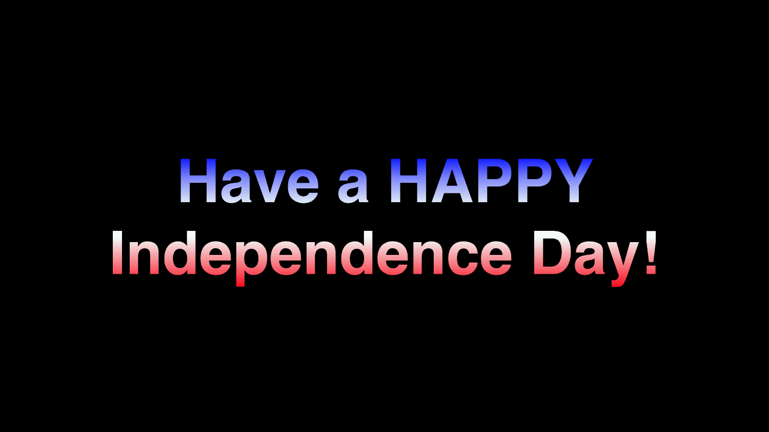# Have a HAPPY Independence Day!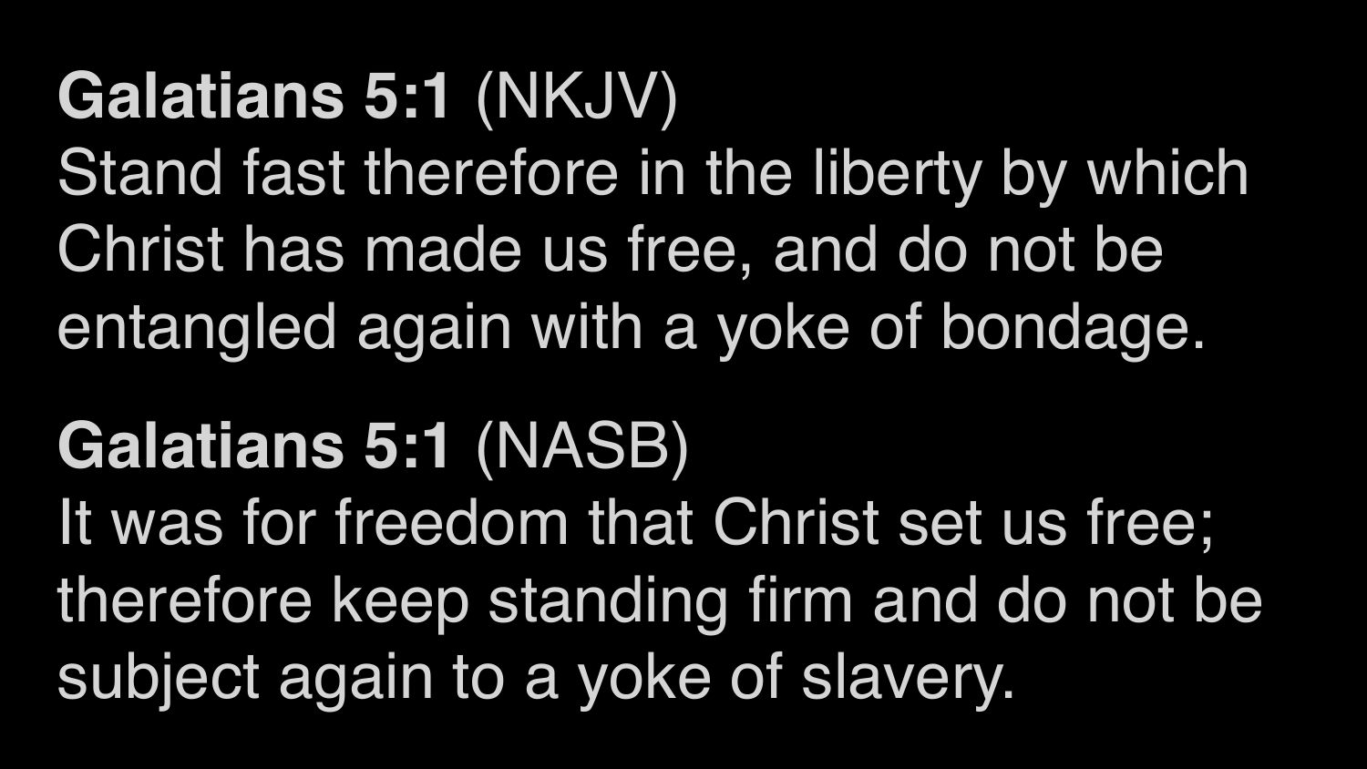**Galatians 5:1** (NKJV)
Stand fast therefore in the liberty by which Christ has made us free, and do not be entangled again with a yoke of bondage.

**Galatians 5:1** (NASB)
It was for freedom that Christ set us free; therefore keep standing firm and do not be subject again to a yoke of slavery.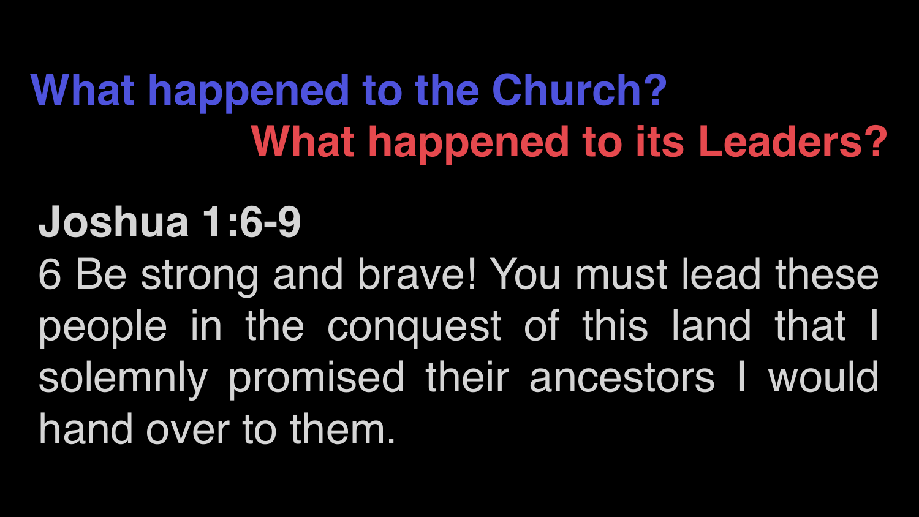## What happened to the Church?

## What happened to its Leaders?

**Joshua 1:6-9**

6 Be strong and brave! You must lead these people in the conquest of this land that I solemnly promised their ancestors I would hand over to them.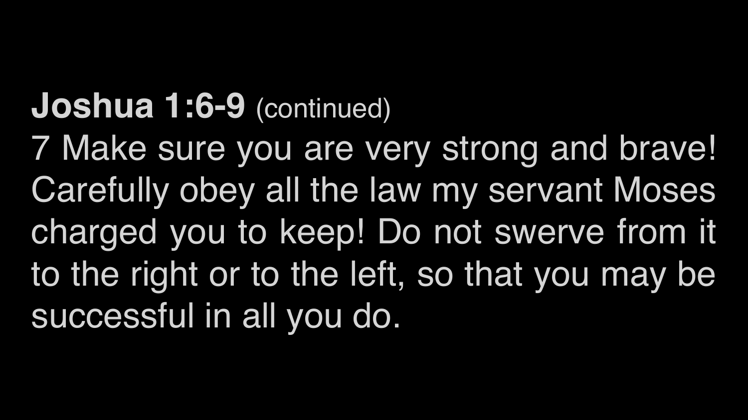**Joshua 1:6-9** (continued)

7 Make sure you are very strong and brave! Carefully obey all the law my servant Moses charged you to keep! Do not swerve from it to the right or to the left, so that you may be successful in all you do.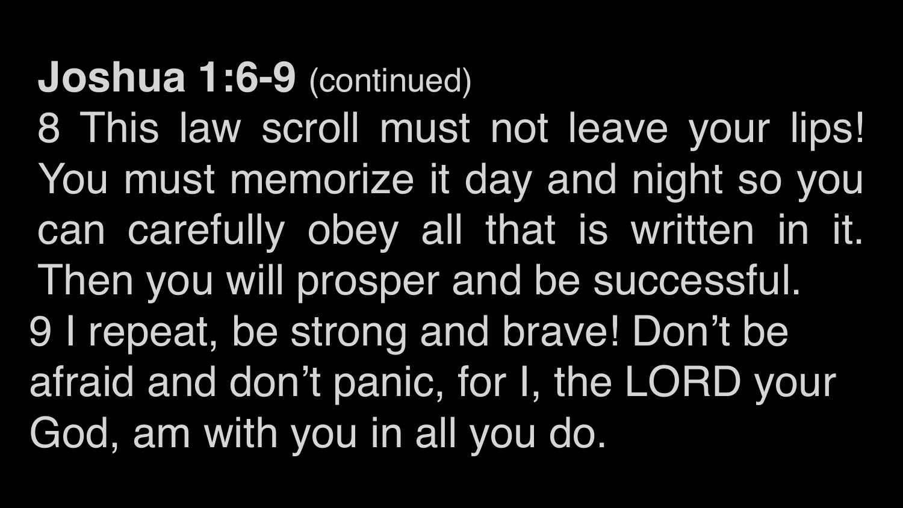**Joshua 1:6-9** (continued)

8 This law scroll must not leave your lips! You must memorize it day and night so you can carefully obey all that is written in it. Then you will prosper and be successful.

9 I repeat, be strong and brave! Don't be afraid and don't panic, for I, the LORD your God, am with you in all you do.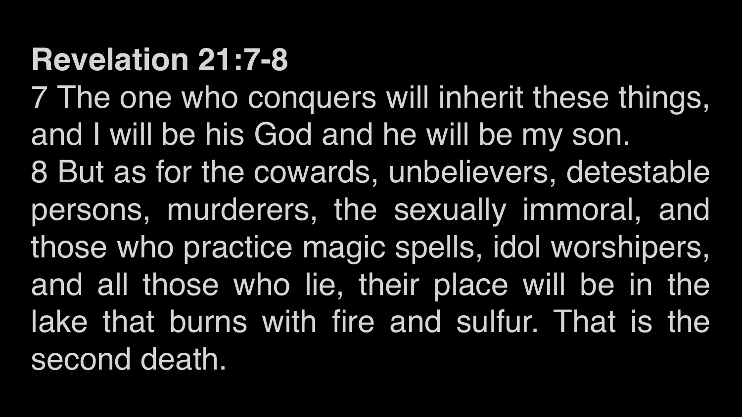**Revelation 21:7-8**

7 The one who conquers will inherit these things, and I will be his God and he will be my son.

8 But as for the cowards, unbelievers, detestable persons, murderers, the sexually immoral, and those who practice magic spells, idol worshipers, and all those who lie, their place will be in the lake that burns with fire and sulfur. That is the second death.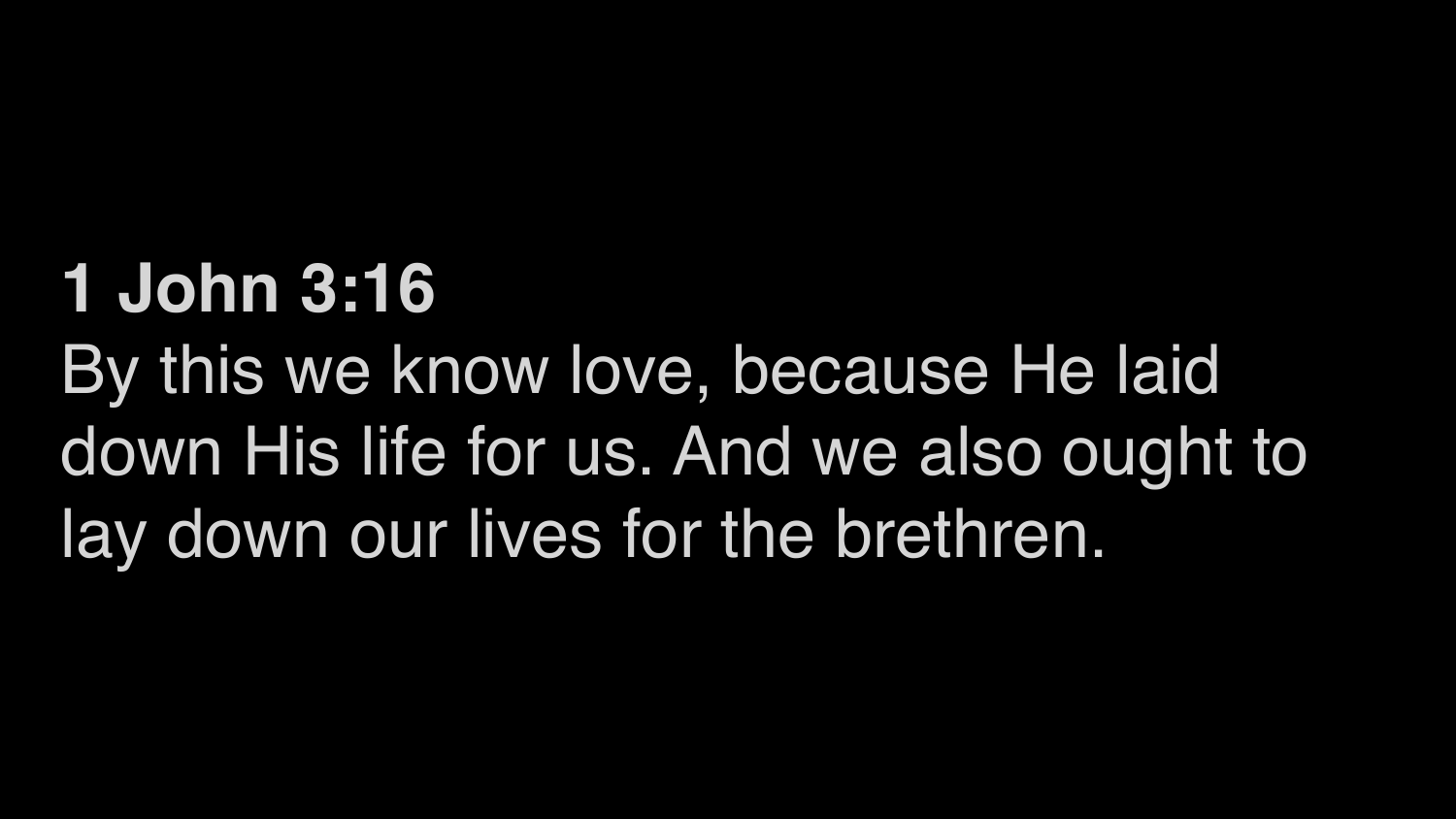**1 John 3:16**

By this we know love, because He laid down His life for us. And we also ought to lay down our lives for the brethren.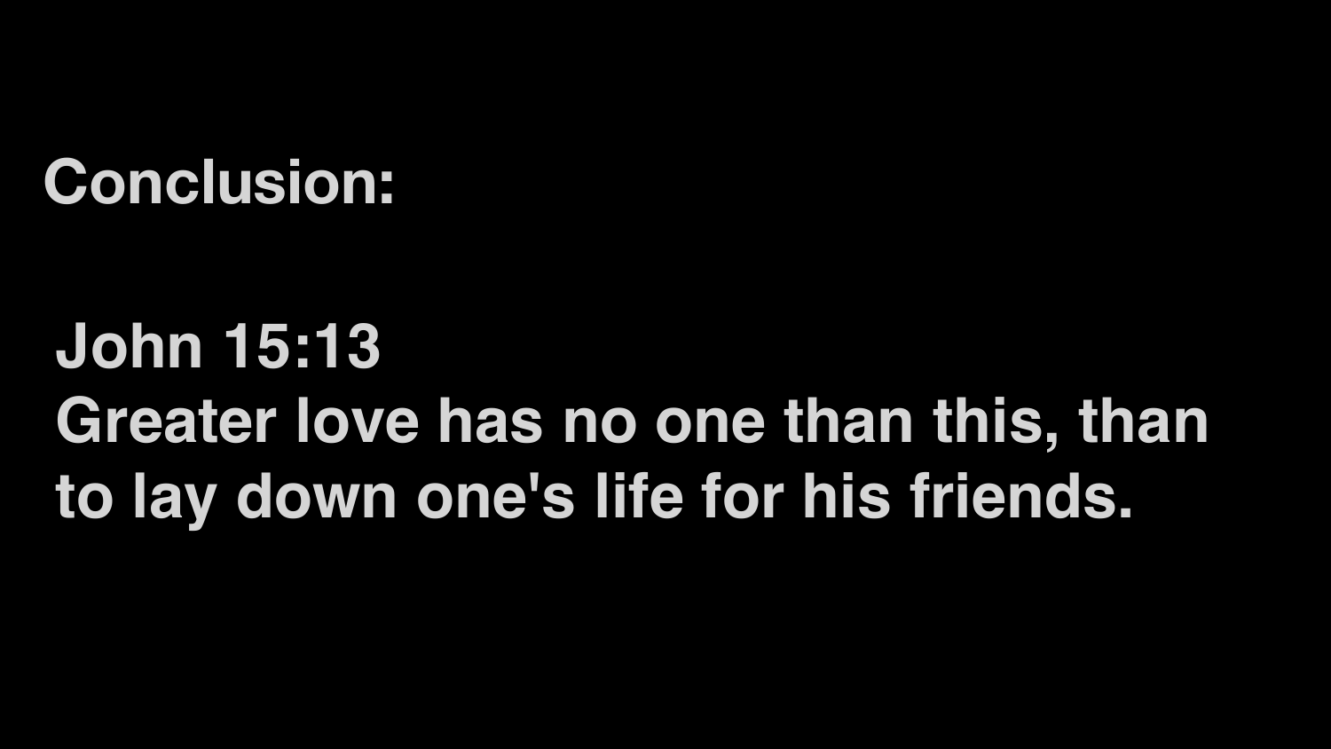## Conclusion:

**John 15:13**
**Greater love has no one than this, than to lay down one's life for his friends.**